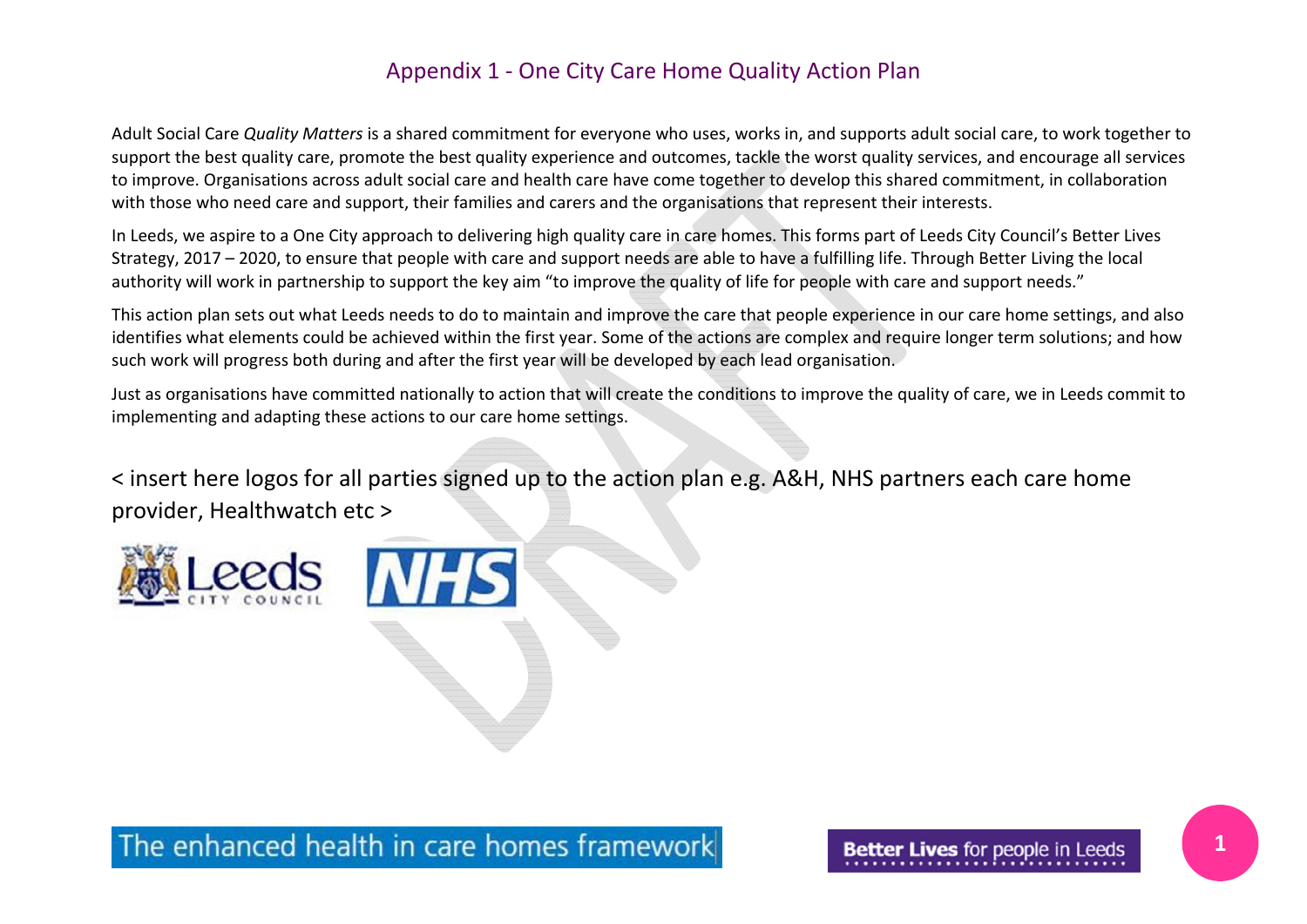# Appendix 1 - One City Care Home Quality Action Plan

Adult Social Care *Quality Matters* is a shared commitment for everyone who uses, works in, and supports adult social care, to work together to support the best quality care, promote the best quality experience and outcomes, tackle the worst quality services, and encourage all services to improve. Organisations across adult social care and health care have come together to develop this shared commitment, in collaboration with those who need care and support, their families and carers and the organisations that represent their interests.

In Leeds, we aspire to a One City approach to delivering high quality care in care homes. This forms part of Leeds City Council's Better Lives Strategy, 2017 – 2020, to ensure that people with care and support needs are able to have a fulfilling life. Through Better Living the local authority will work in partnership to support the key aim "to improve the quality of life for people with care and support needs."

This action plan sets out what Leeds needs to do to maintain and improve the care that people experience in our care home settings, and also identifies what elements could be achieved within the first year. Some of the actions are complex and require longer term solutions; and how such work will progress both during and after the first year will be developed by each lead organisation.

Just as organisations have committed nationally to action that will create the conditions to improve the quality of care, we in Leeds commit to implementing and adapting these actions to our care home settings.

< insert here logos for all parties signed up to the action plan e.g. A&H, NHS partners each care home provider, Healthwatch etc >

Leeds CITY COUNCIL NHS

The enhanced health in care homes framework

**Better Lives** for people in Leeds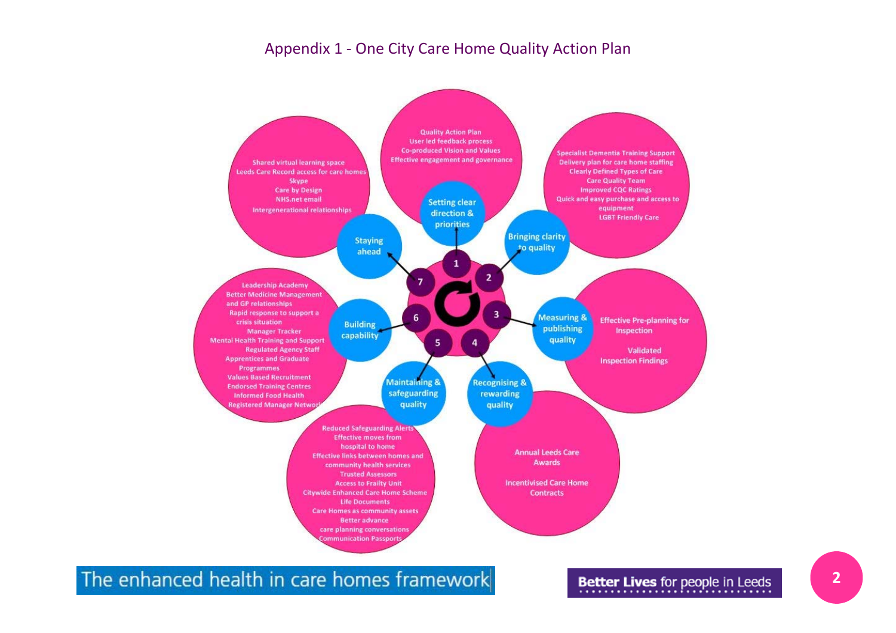# Appendix 1 - One City Care Home Quality Action Plan

## 1. Setting clear direction & priorities

- Quality Action Plan
- User led feedback process
- Co-produced Vision and Values
- Effective engagement and governance

## 2. Bringing clarity to quality

- Specialist Dementia Training Support
- Delivery plan for care home staffing
- Clearly Defined Types of Care
- Care Quality Team
- Improved CQC Ratings
- Quick and easy purchase and access to equipment
- LGBT Friendly Care

## 3. Measuring & publishing quality

- Effective Pre-planning for Inspection
- Validated Inspection Findings

## 4. Recognising & rewarding quality

- Annual Leeds Care Awards
- Incentivised Care Home Contracts

## 5. Maintaining & safeguarding quality

- Reduced Safeguarding Alerts
- Effective moves from hospital to home
- Effective links between homes and community health services
- Trusted Assessors
- Access to Frailty Unit
- Citywide Enhanced Care Home Scheme
- Life Documents
- Care Homes as community assets
- Better advance care planning conversations
- Communication Passports

## 6. Building capability

- Leadership Academy
- Better Medicine Management and GP relationships
- Rapid response to support a crisis situation
- Manager Tracker
- Mental Health Training and Support
- Regulated Agency Staff
- Apprentices and Graduate Programmes
- Values Based Recruitment
- Endorsed Training Centres
- Informed Food Health
- Registered Manager Network

## 7. Staying ahead

- Shared virtual learning space
- Leeds Care Record access for care homes
- Skype
- Care by Design
- NHS.net email
- Intergenerational relationships

The enhanced health in care homes framework

Better Lives for people in Leeds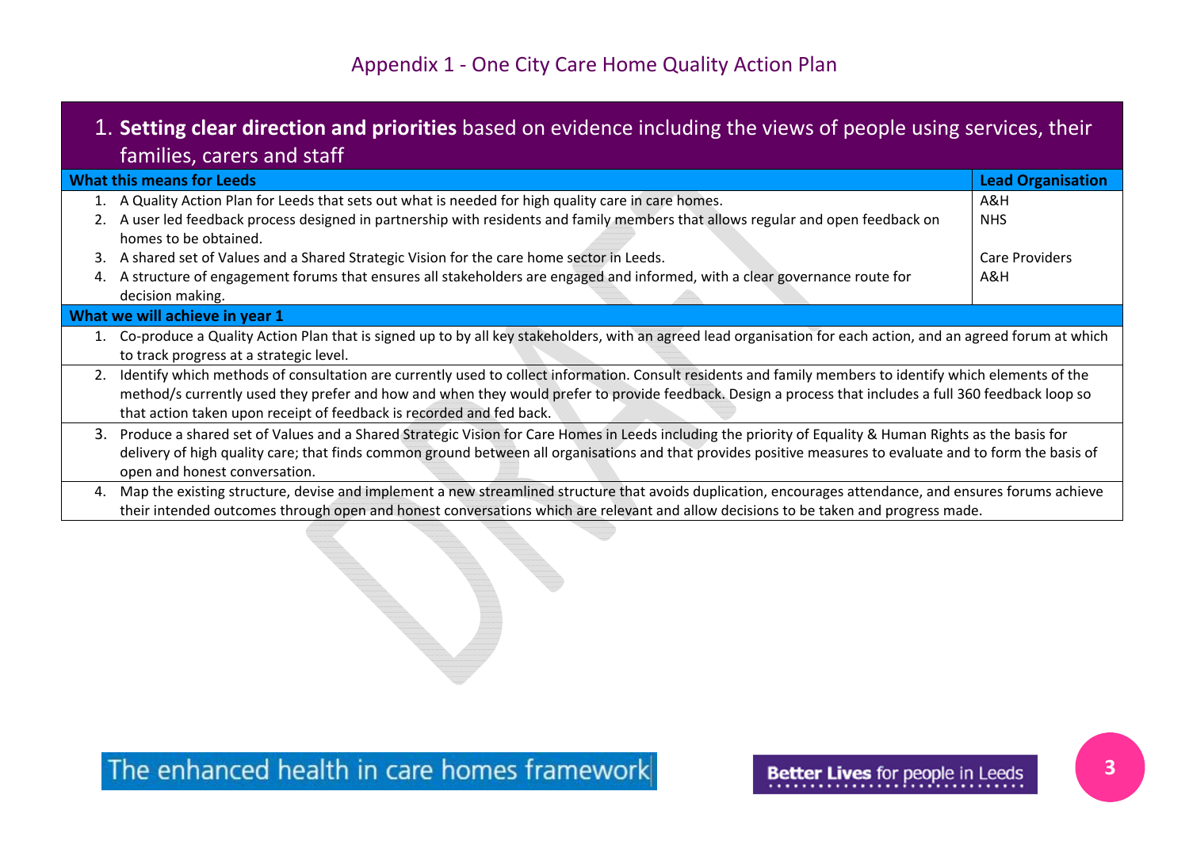# Appendix 1 - One City Care Home Quality Action Plan

## 1. **Setting clear direction and priorities** based on evidence including the views of people using services, their families, carers and staff

| What this means for Leeds | Lead Organisation |
|---|---|
| 1. A Quality Action Plan for Leeds that sets out what is needed for high quality care in care homes. | A&H |
| 2. A user led feedback process designed in partnership with residents and family members that allows regular and open feedback on homes to be obtained. | NHS |
| 3. A shared set of Values and a Shared Strategic Vision for the care home sector in Leeds. | Care Providers |
| 4. A structure of engagement forums that ensures all stakeholders are engaged and informed, with a clear governance route for decision making. | A&H |

**What we will achieve in year 1**

1. Co-produce a Quality Action Plan that is signed up to by all key stakeholders, with an agreed lead organisation for each action, and an agreed forum at which to track progress at a strategic level.
2. Identify which methods of consultation are currently used to collect information. Consult residents and family members to identify which elements of the method/s currently used they prefer and how and when they would prefer to provide feedback. Design a process that includes a full 360 feedback loop so that action taken upon receipt of feedback is recorded and fed back.
3. Produce a shared set of Values and a Shared Strategic Vision for Care Homes in Leeds including the priority of Equality & Human Rights as the basis for delivery of high quality care; that finds common ground between all organisations and that provides positive measures to evaluate and to form the basis of open and honest conversation.
4. Map the existing structure, devise and implement a new streamlined structure that avoids duplication, encourages attendance, and ensures forums achieve their intended outcomes through open and honest conversations which are relevant and allow decisions to be taken and progress made.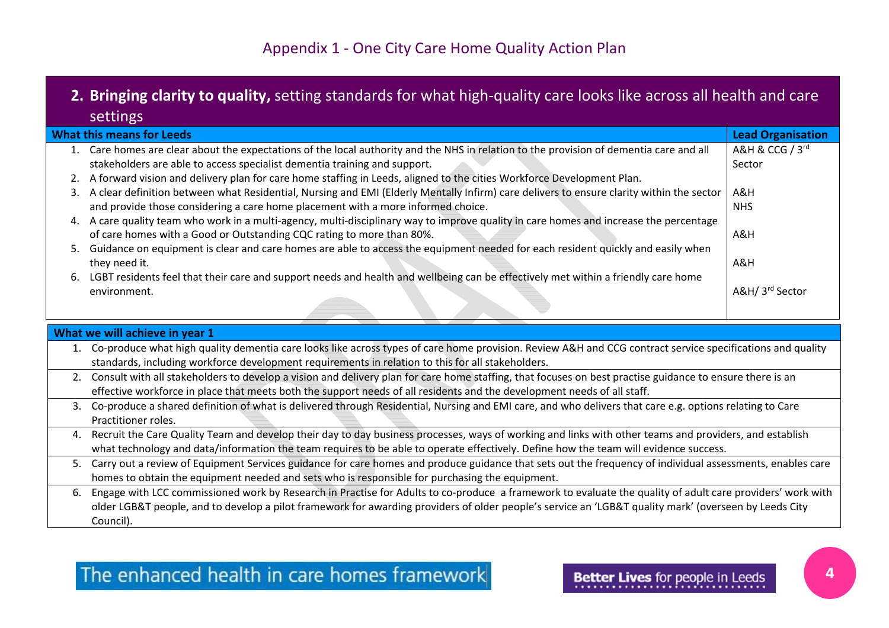# Appendix 1 - One City Care Home Quality Action Plan

## 2. Bringing clarity to quality, setting standards for what high-quality care looks like across all health and care settings

| What this means for Leeds | Lead Organisation |
|---|---|
| 1. Care homes are clear about the expectations of the local authority and the NHS in relation to the provision of dementia care and all stakeholders are able to access specialist dementia training and support. | A&H & CCG / 3rd Sector |
| 2. A forward vision and delivery plan for care home staffing in Leeds, aligned to the cities Workforce Development Plan. | A&H |
| 3. A clear definition between what Residential, Nursing and EMI (Elderly Mentally Infirm) care delivers to ensure clarity within the sector and provide those considering a care home placement with a more informed choice. | NHS |
| 4. A care quality team who work in a multi-agency, multi-disciplinary way to improve quality in care homes and increase the percentage of care homes with a Good or Outstanding CQC rating to more than 80%. | A&H |
| 5. Guidance on equipment is clear and care homes are able to access the equipment needed for each resident quickly and easily when they need it. | A&H |
| 6. LGBT residents feel that their care and support needs and health and wellbeing can be effectively met within a friendly care home environment. | A&H/ 3rd Sector |

| What we will achieve in year 1 |
|---|
| 1. Co-produce what high quality dementia care looks like across types of care home provision. Review A&H and CCG contract service specifications and quality standards, including workforce development requirements in relation to this for all stakeholders. |
| 2. Consult with all stakeholders to develop a vision and delivery plan for care home staffing, that focuses on best practise guidance to ensure there is an effective workforce in place that meets both the support needs of all residents and the development needs of all staff. |
| 3. Co-produce a shared definition of what is delivered through Residential, Nursing and EMI care, and who delivers that care e.g. options relating to Care Practitioner roles. |
| 4. Recruit the Care Quality Team and develop their day to day business processes, ways of working and links with other teams and providers, and establish what technology and data/information the team requires to be able to operate effectively. Define how the team will evidence success. |
| 5. Carry out a review of Equipment Services guidance for care homes and produce guidance that sets out the frequency of individual assessments, enables care homes to obtain the equipment needed and sets who is responsible for purchasing the equipment. |
| 6. Engage with LCC commissioned work by Research in Practise for Adults to co-produce a framework to evaluate the quality of adult care providers' work with older LGB&T people, and to develop a pilot framework for awarding providers of older people's service an 'LGB&T quality mark' (overseen by Leeds City Council). |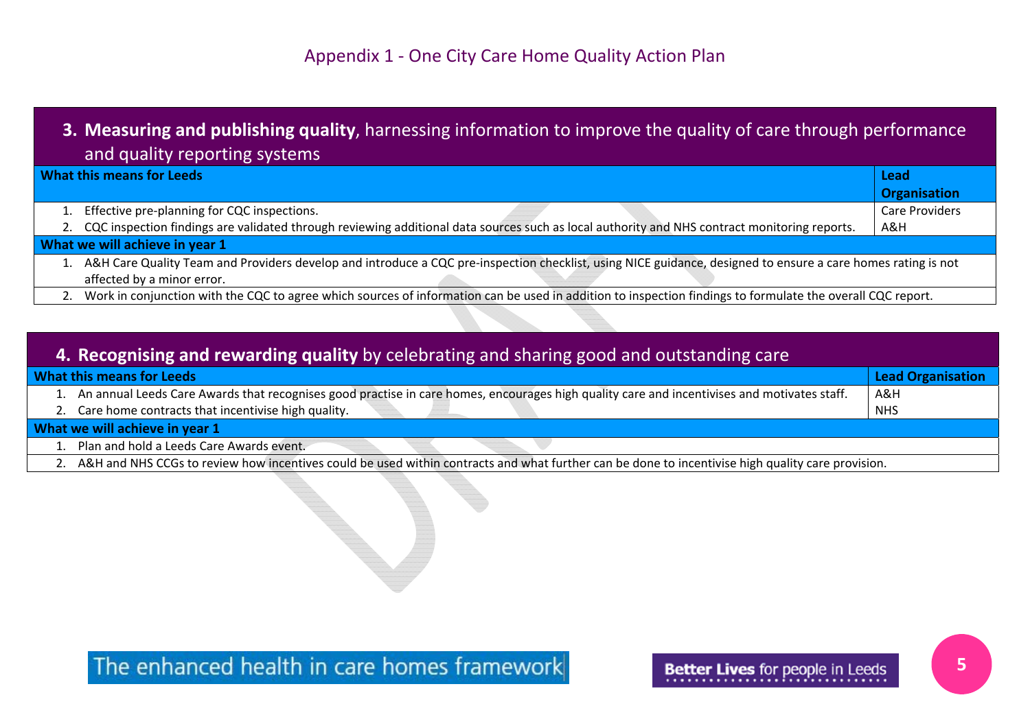# Appendix 1 - One City Care Home Quality Action Plan

## 3. **Measuring and publishing quality**, harnessing information to improve the quality of care through performance and quality reporting systems

| What this means for Leeds | Lead Organisation |
|---|---|
| 1. Effective pre-planning for CQC inspections. | Care Providers |
| 2. CQC inspection findings are validated through reviewing additional data sources such as local authority and NHS contract monitoring reports. | A&H |
| **What we will achieve in year 1** | |
| 1. A&H Care Quality Team and Providers develop and introduce a CQC pre-inspection checklist, using NICE guidance, designed to ensure a care homes rating is not affected by a minor error. | |
| 2. Work in conjunction with the CQC to agree which sources of information can be used in addition to inspection findings to formulate the overall CQC report. | |

## 4. **Recognising and rewarding quality** by celebrating and sharing good and outstanding care

| What this means for Leeds | Lead Organisation |
|---|---|
| 1. An annual Leeds Care Awards that recognises good practise in care homes, encourages high quality care and incentivises and motivates staff. | A&H |
| 2. Care home contracts that incentivise high quality. | NHS |
| **What we will achieve in year 1** | |
| 1. Plan and hold a Leeds Care Awards event. | |
| 2. A&H and NHS CCGs to review how incentives could be used within contracts and what further can be done to incentivise high quality care provision. | |

The enhanced health in care homes framework

Better Lives for people in Leeds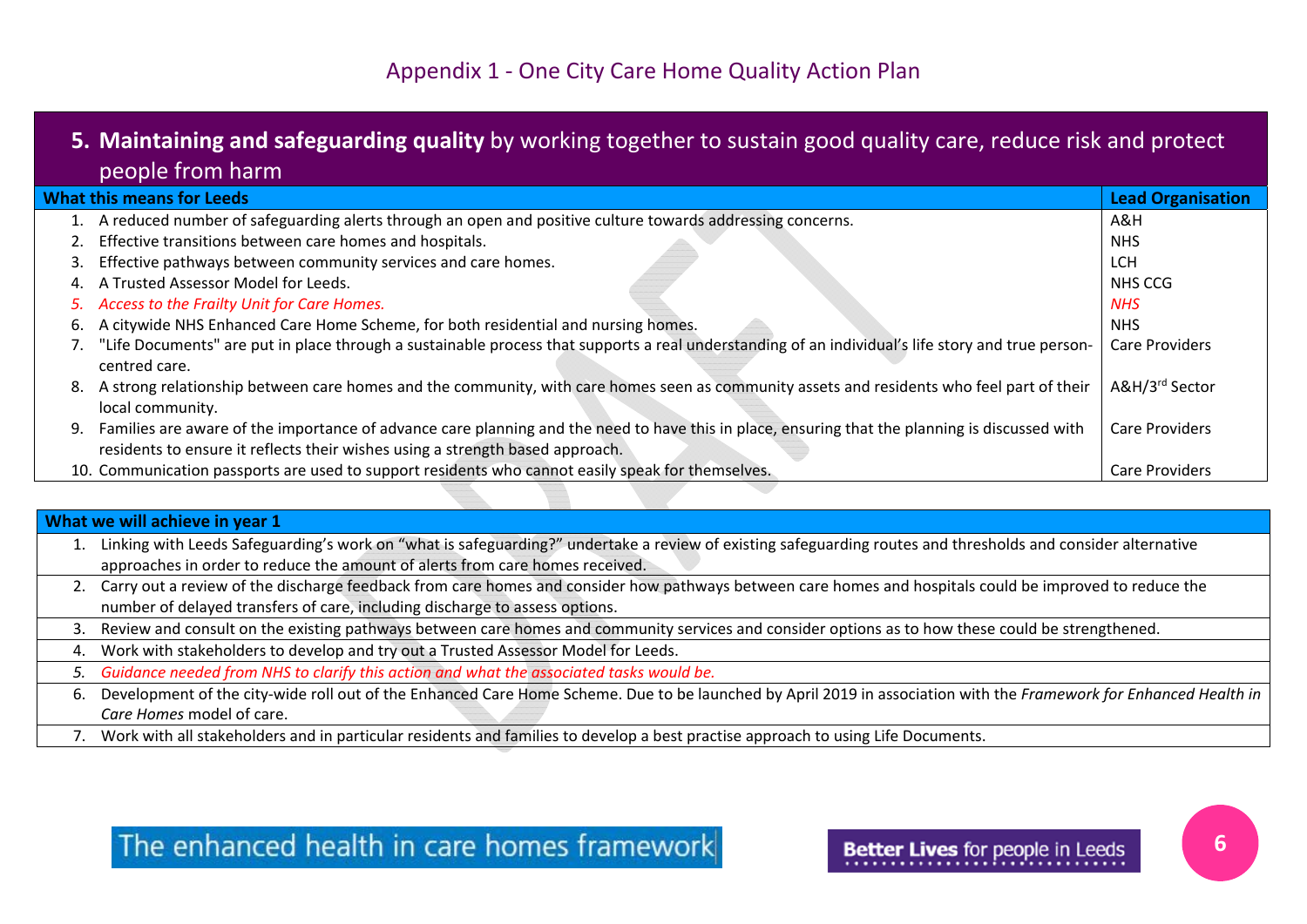# Appendix 1 - One City Care Home Quality Action Plan

## 5. **Maintaining and safeguarding quality** by working together to sustain good quality care, reduce risk and protect people from harm

| What this means for Leeds | Lead Organisation |
|---|---|
| 1. A reduced number of safeguarding alerts through an open and positive culture towards addressing concerns. | A&H |
| 2. Effective transitions between care homes and hospitals. | NHS |
| 3. Effective pathways between community services and care homes. | LCH |
| 4. A Trusted Assessor Model for Leeds. | NHS CCG |
| *5. Access to the Frailty Unit for Care Homes.* | *NHS* |
| 6. A citywide NHS Enhanced Care Home Scheme, for both residential and nursing homes. | NHS |
| 7. "Life Documents" are put in place through a sustainable process that supports a real understanding of an individual's life story and true person-centred care. | Care Providers |
| 8. A strong relationship between care homes and the community, with care homes seen as community assets and residents who feel part of their local community. | A&H/3rd Sector |
| 9. Families are aware of the importance of advance care planning and the need to have this in place, ensuring that the planning is discussed with residents to ensure it reflects their wishes using a strength based approach. | Care Providers |
| 10. Communication passports are used to support residents who cannot easily speak for themselves. | Care Providers |

| What we will achieve in year 1 |
|---|
| 1. Linking with Leeds Safeguarding's work on "what is safeguarding?" undertake a review of existing safeguarding routes and thresholds and consider alternative approaches in order to reduce the amount of alerts from care homes received. |
| 2. Carry out a review of the discharge feedback from care homes and consider how pathways between care homes and hospitals could be improved to reduce the number of delayed transfers of care, including discharge to assess options. |
| 3. Review and consult on the existing pathways between care homes and community services and consider options as to how these could be strengthened. |
| 4. Work with stakeholders to develop and try out a Trusted Assessor Model for Leeds. |
| *5. Guidance needed from NHS to clarify this action and what the associated tasks would be.* |
| 6. Development of the city-wide roll out of the Enhanced Care Home Scheme. Due to be launched by April 2019 in association with the *Framework for Enhanced Health in Care Homes* model of care. |
| 7. Work with all stakeholders and in particular residents and families to develop a best practise approach to using Life Documents. |

The enhanced health in care homes framework

Better Lives for people in Leeds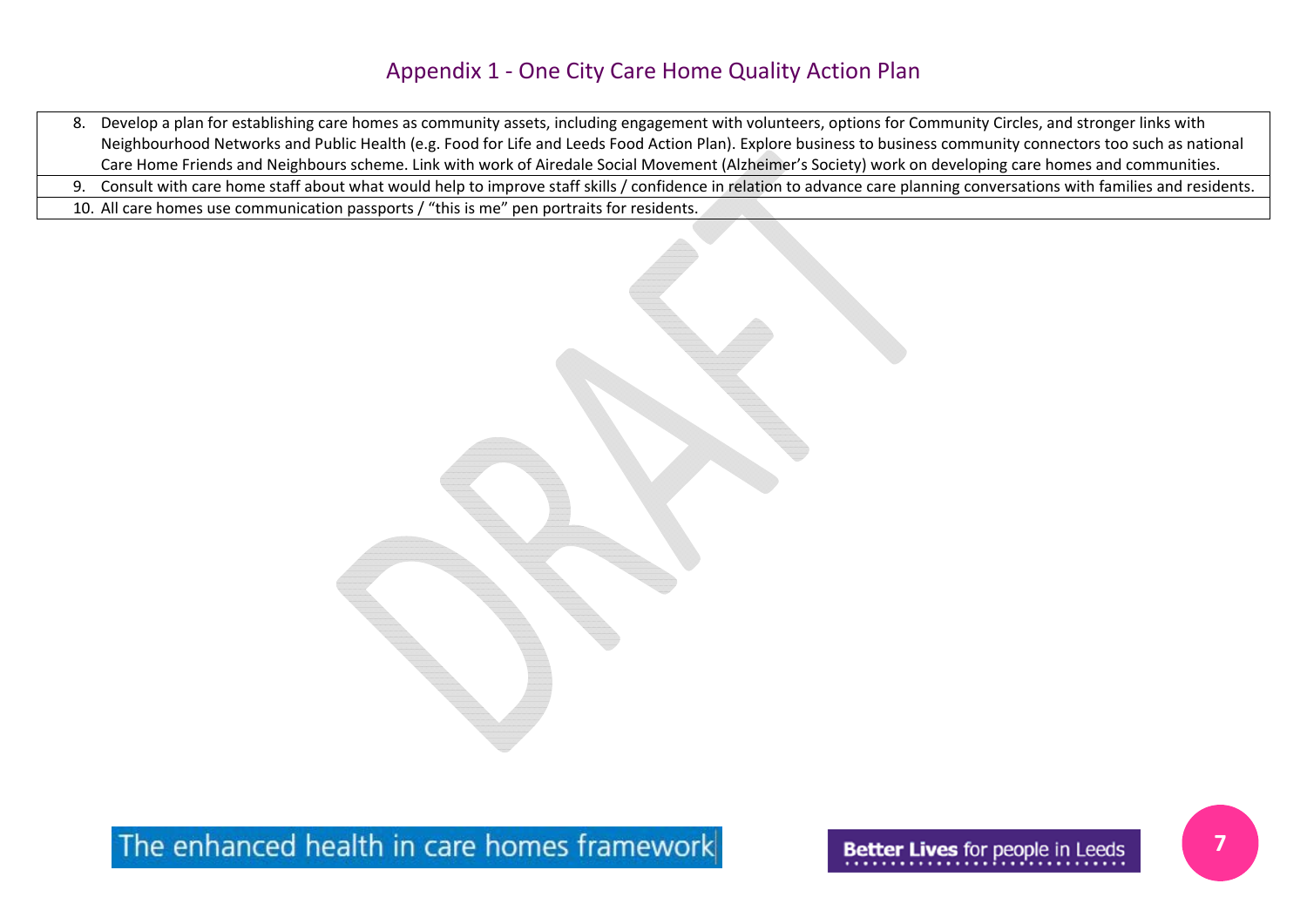# Appendix 1 - One City Care Home Quality Action Plan

| |
|---|
| 8. Develop a plan for establishing care homes as community assets, including engagement with volunteers, options for Community Circles, and stronger links with Neighbourhood Networks and Public Health (e.g. Food for Life and Leeds Food Action Plan). Explore business to business community connectors too such as national Care Home Friends and Neighbours scheme. Link with work of Airedale Social Movement (Alzheimer's Society) work on developing care homes and communities. |
| 9. Consult with care home staff about what would help to improve staff skills / confidence in relation to advance care planning conversations with families and residents. |
| 10. All care homes use communication passports / "this is me" pen portraits for residents. |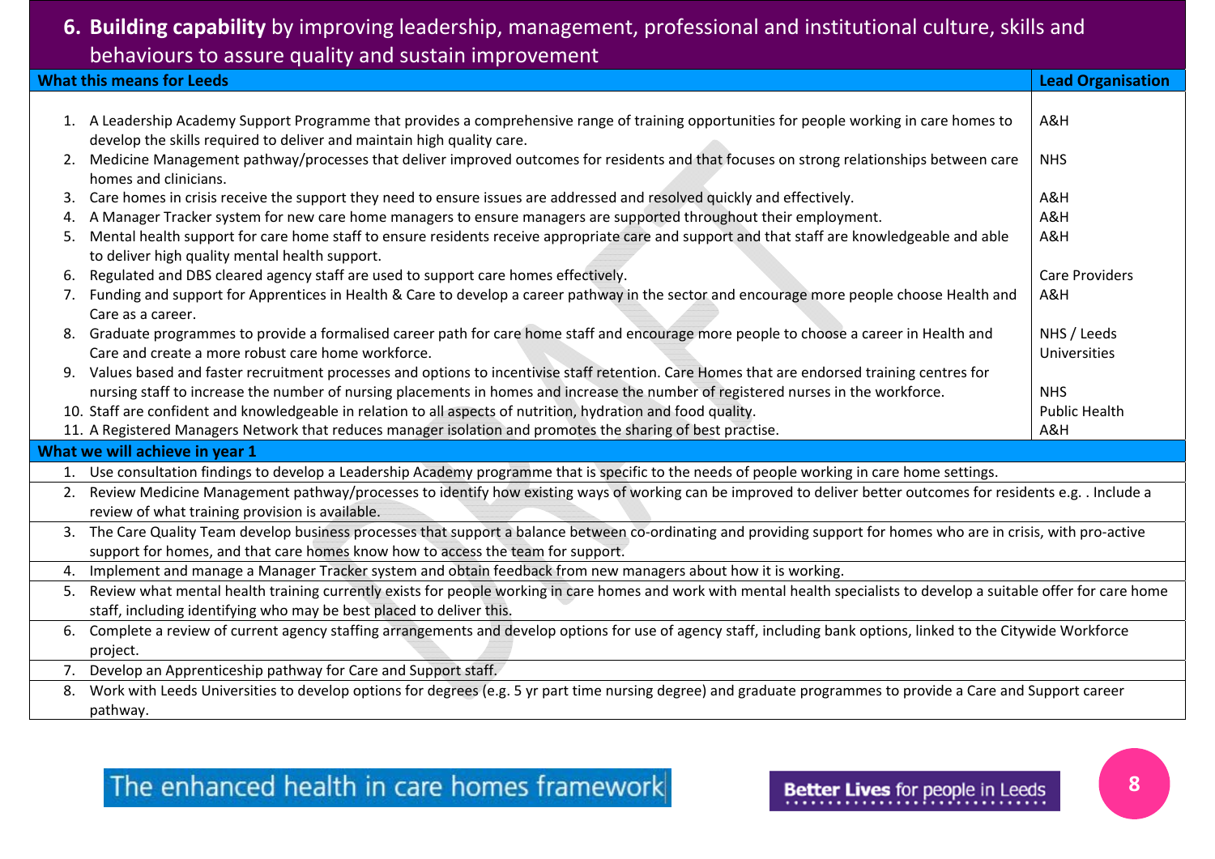## 6. **Building capability** by improving leadership, management, professional and institutional culture, skills and behaviours to assure quality and sustain improvement

| What this means for Leeds | Lead Organisation |
|---|---|
| 1. A Leadership Academy Support Programme that provides a comprehensive range of training opportunities for people working in care homes to develop the skills required to deliver and maintain high quality care. | A&H |
| 2. Medicine Management pathway/processes that deliver improved outcomes for residents and that focuses on strong relationships between care homes and clinicians. | NHS |
| 3. Care homes in crisis receive the support they need to ensure issues are addressed and resolved quickly and effectively. | A&H |
| 4. A Manager Tracker system for new care home managers to ensure managers are supported throughout their employment. | A&H |
| 5. Mental health support for care home staff to ensure residents receive appropriate care and support and that staff are knowledgeable and able to deliver high quality mental health support. | A&H |
| 6. Regulated and DBS cleared agency staff are used to support care homes effectively. | Care Providers |
| 7. Funding and support for Apprentices in Health & Care to develop a career pathway in the sector and encourage more people choose Health and Care as a career. | A&H |
| 8. Graduate programmes to provide a formalised career path for care home staff and encourage more people to choose a career in Health and Care and create a more robust care home workforce. | NHS / Leeds Universities |
| 9. Values based and faster recruitment processes and options to incentivise staff retention. Care Homes that are endorsed training centres for nursing staff to increase the number of nursing placements in homes and increase the number of registered nurses in the workforce. | NHS |
| 10. Staff are confident and knowledgeable in relation to all aspects of nutrition, hydration and food quality. | Public Health |
| 11. A Registered Managers Network that reduces manager isolation and promotes the sharing of best practise. | A&H |

| What we will achieve in year 1 |
|---|
| 1. Use consultation findings to develop a Leadership Academy programme that is specific to the needs of people working in care home settings. |
| 2. Review Medicine Management pathway/processes to identify how existing ways of working can be improved to deliver better outcomes for residents e.g. . Include a review of what training provision is available. |
| 3. The Care Quality Team develop business processes that support a balance between co-ordinating and providing support for homes who are in crisis, with pro-active support for homes, and that care homes know how to access the team for support. |
| 4. Implement and manage a Manager Tracker system and obtain feedback from new managers about how it is working. |
| 5. Review what mental health training currently exists for people working in care homes and work with mental health specialists to develop a suitable offer for care home staff, including identifying who may be best placed to deliver this. |
| 6. Complete a review of current agency staffing arrangements and develop options for use of agency staff, including bank options, linked to the Citywide Workforce project. |
| 7. Develop an Apprenticeship pathway for Care and Support staff. |
| 8. Work with Leeds Universities to develop options for degrees (e.g. 5 yr part time nursing degree) and graduate programmes to provide a Care and Support career pathway. |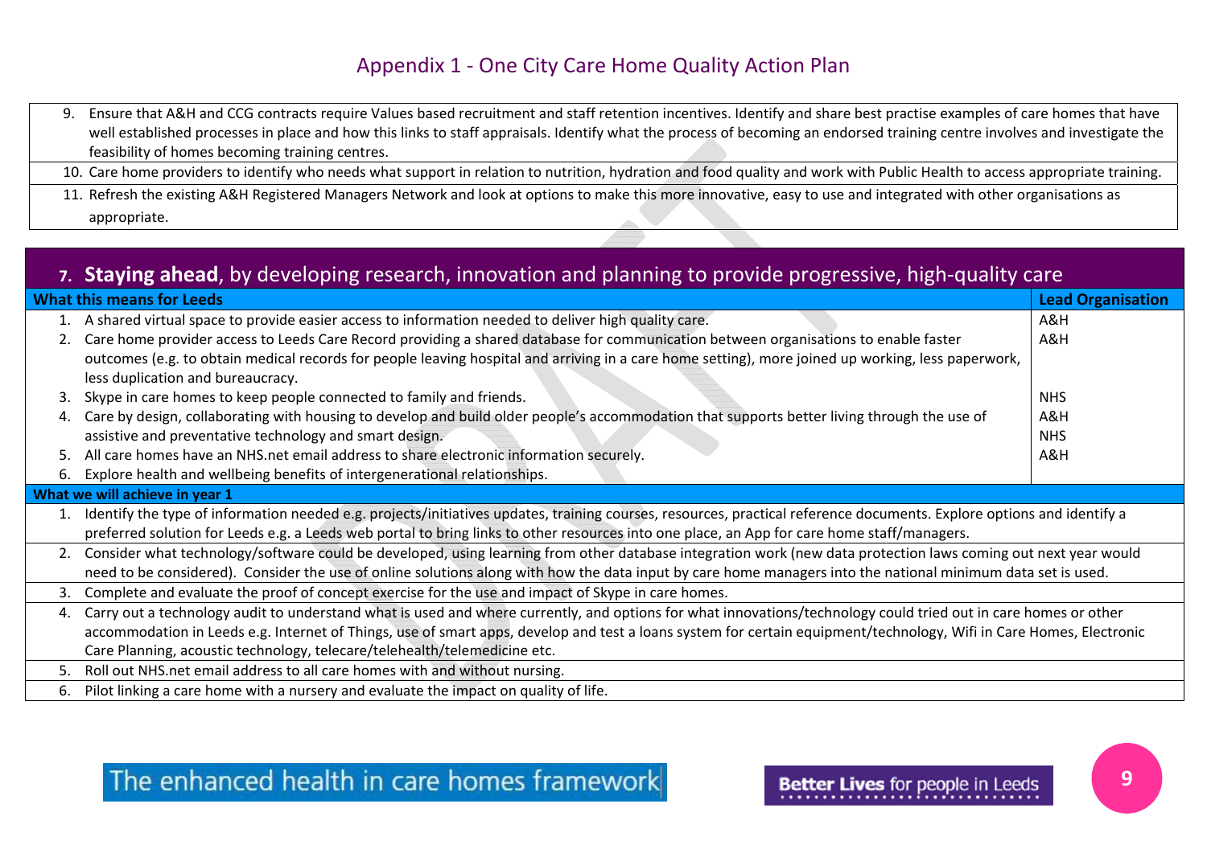## Appendix 1 - One City Care Home Quality Action Plan

9. Ensure that A&H and CCG contracts require Values based recruitment and staff retention incentives. Identify and share best practise examples of care homes that have well established processes in place and how this links to staff appraisals. Identify what the process of becoming an endorsed training centre involves and investigate the feasibility of homes becoming training centres.
10. Care home providers to identify who needs what support in relation to nutrition, hydration and food quality and work with Public Health to access appropriate training.
11. Refresh the existing A&H Registered Managers Network and look at options to make this more innovative, easy to use and integrated with other organisations as appropriate.

### 7. **Staying ahead**, by developing research, innovation and planning to provide progressive, high-quality care

| What this means for Leeds | Lead Organisation |
|---|---|
| 1. A shared virtual space to provide easier access to information needed to deliver high quality care. | A&H |
| 2. Care home provider access to Leeds Care Record providing a shared database for communication between organisations to enable faster outcomes (e.g. to obtain medical records for people leaving hospital and arriving in a care home setting), more joined up working, less paperwork, less duplication and bureaucracy. | A&H |
| 3. Skype in care homes to keep people connected to family and friends. | NHS |
| 4. Care by design, collaborating with housing to develop and build older people's accommodation that supports better living through the use of assistive and preventative technology and smart design. | A&H<br>NHS |
| 5. All care homes have an NHS.net email address to share electronic information securely. | A&H |
| 6. Explore health and wellbeing benefits of intergenerational relationships. | |

**What we will achieve in year 1**

1. Identify the type of information needed e.g. projects/initiatives updates, training courses, resources, practical reference documents. Explore options and identify a preferred solution for Leeds e.g. a Leeds web portal to bring links to other resources into one place, an App for care home staff/managers.
2. Consider what technology/software could be developed, using learning from other database integration work (new data protection laws coming out next year would need to be considered). Consider the use of online solutions along with how the data input by care home managers into the national minimum data set is used.
3. Complete and evaluate the proof of concept exercise for the use and impact of Skype in care homes.
4. Carry out a technology audit to understand what is used and where currently, and options for what innovations/technology could tried out in care homes or other accommodation in Leeds e.g. Internet of Things, use of smart apps, develop and test a loans system for certain equipment/technology, Wifi in Care Homes, Electronic Care Planning, acoustic technology, telecare/telehealth/telemedicine etc.
5. Roll out NHS.net email address to all care homes with and without nursing.
6. Pilot linking a care home with a nursery and evaluate the impact on quality of life.